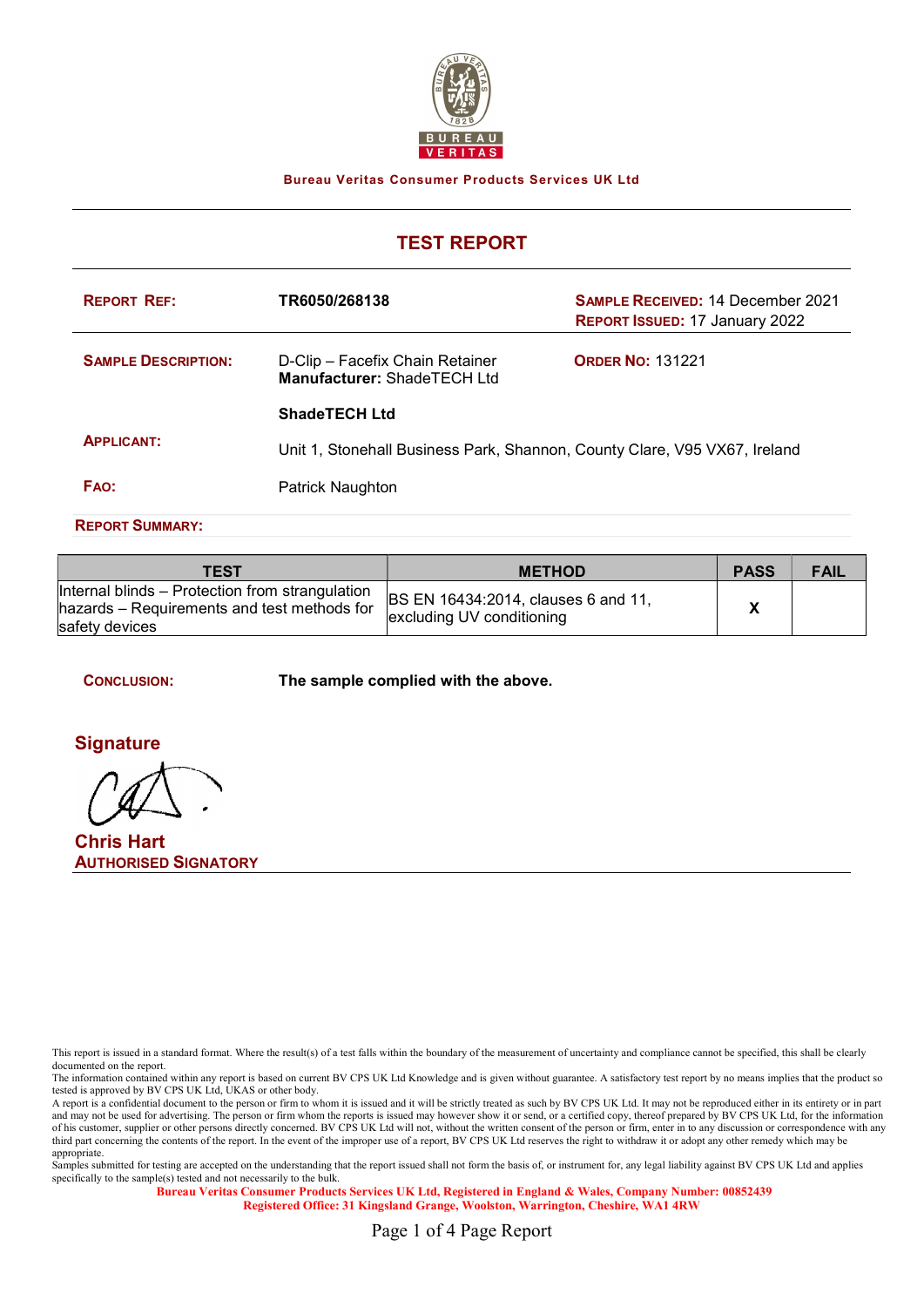BUREAU VERITAS

**Bureau Veritas Consumer Products Services UK Ltd**

# TEST REPORT

**REPORT REF:** TR6050/268138

**SAMPLE RECEIVED:** 14 December 2021
**REPORT ISSUED:** 17 January 2022

**SAMPLE DESCRIPTION:** D-Clip – Facefix Chain Retainer
**Manufacturer:** ShadeTECH Ltd

**ORDER NO:** 131221

**APPLICANT:** **ShadeTECH Ltd**
Unit 1, Stonehall Business Park, Shannon, County Clare, V95 VX67, Ireland

**FAO:** Patrick Naughton

**REPORT SUMMARY:**

| TEST | METHOD | PASS | FAIL |
|---|---|---|---|
| Internal blinds – Protection from strangulation hazards – Requirements and test methods for safety devices | BS EN 16434:2014, clauses 6 and 11, excluding UV conditioning | X | |

**CONCLUSION:** **The sample complied with the above.**

**Signature**

**Chris Hart**
**AUTHORISED SIGNATORY**

This report is issued in a standard format. Where the result(s) of a test falls within the boundary of the measurement of uncertainty and compliance cannot be specified, this shall be clearly documented on the report.
The information contained within any report is based on current BV CPS UK Ltd Knowledge and is given without guarantee. A satisfactory test report by no means implies that the product so tested is approved by BV CPS UK Ltd, UKAS or other body.
A report is a confidential document to the person or firm to whom it is issued and it will be strictly treated as such by BV CPS UK Ltd. It may not be reproduced either in its entirety or in part and may not be used for advertising. The person or firm whom the reports is issued may however show it or send, or a certified copy, thereof prepared by BV CPS UK Ltd, for the information of his customer, supplier or other persons directly concerned. BV CPS UK Ltd will not, without the written consent of the person or firm, enter in to any discussion or correspondence with any third part concerning the contents of the report. In the event of the improper use of a report, BV CPS UK Ltd reserves the right to withdraw it or adopt any other remedy which may be appropriate.
Samples submitted for testing are accepted on the understanding that the report issued shall not form the basis of, or instrument for, any legal liability against BV CPS UK Ltd and applies specifically to the sample(s) tested and not necessarily to the bulk.

**Bureau Veritas Consumer Products Services UK Ltd, Registered in England & Wales, Company Number: 00852439**
**Registered Office: 31 Kingsland Grange, Woolston, Warrington, Cheshire, WA1 4RW**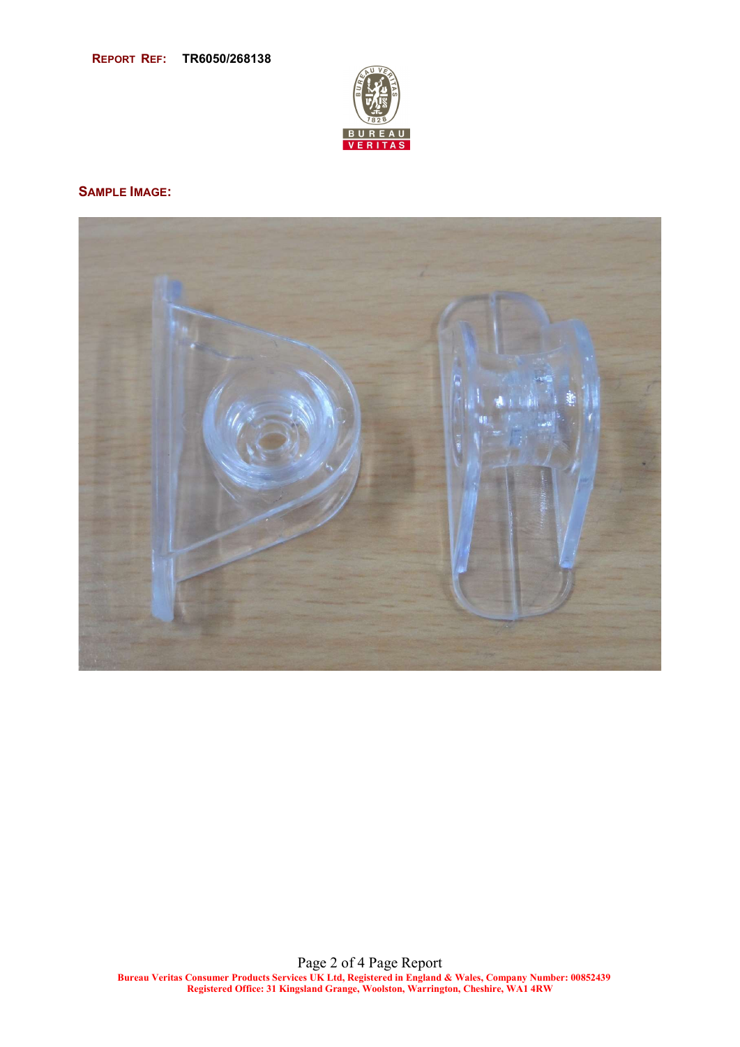**REPORT REF:** **TR6050/268138**

## SAMPLE IMAGE: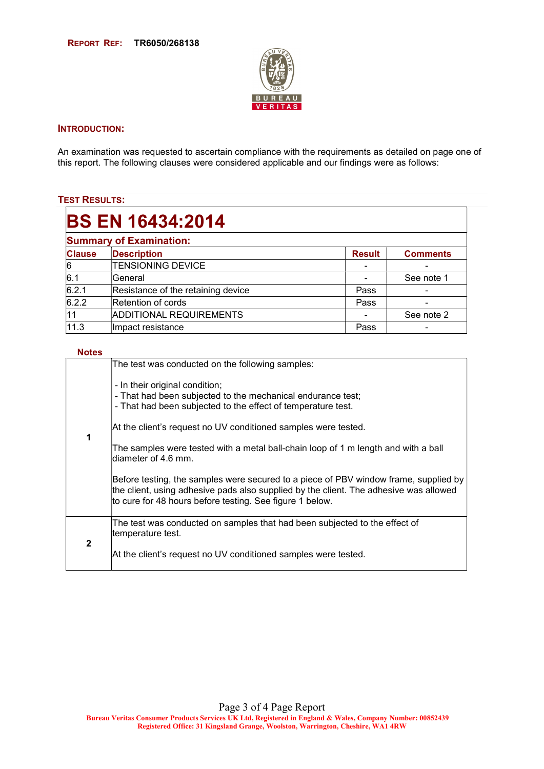**REPORT REF:** **TR6050/268138**

## INTRODUCTION:

An examination was requested to ascertain compliance with the requirements as detailed on page one of this report. The following clauses were considered applicable and our findings were as follows:

## TEST RESULTS:

# BS EN 16434:2014

### Summary of Examination:

| Clause | Description | Result | Comments |
|---|---|---|---|
| 6 | TENSIONING DEVICE | - | - |
| 6.1 | General | - | See note 1 |
| 6.2.1 | Resistance of the retaining device | Pass | - |
| 6.2.2 | Retention of cords | Pass | - |
| 11 | ADDITIONAL REQUIREMENTS | - | See note 2 |
| 11.3 | Impact resistance | Pass | - |

### Notes

| | |
|---|---|
| **1** | The test was conducted on the following samples:<br><br>- In their original condition;<br>- That had been subjected to the mechanical endurance test;<br>- That had been subjected to the effect of temperature test.<br><br>At the client's request no UV conditioned samples were tested.<br><br>The samples were tested with a metal ball-chain loop of 1 m length and with a ball diameter of 4.6 mm.<br><br>Before testing, the samples were secured to a piece of PBV window frame, supplied by the client, using adhesive pads also supplied by the client. The adhesive was allowed to cure for 48 hours before testing. See figure 1 below. |
| **2** | The test was conducted on samples that had been subjected to the effect of temperature test.<br><br>At the client's request no UV conditioned samples were tested. |

Bureau Veritas Consumer Products Services UK Ltd, Registered in England & Wales, Company Number: 00852439
Registered Office: 31 Kingsland Grange, Woolston, Warrington, Cheshire, WA1 4RW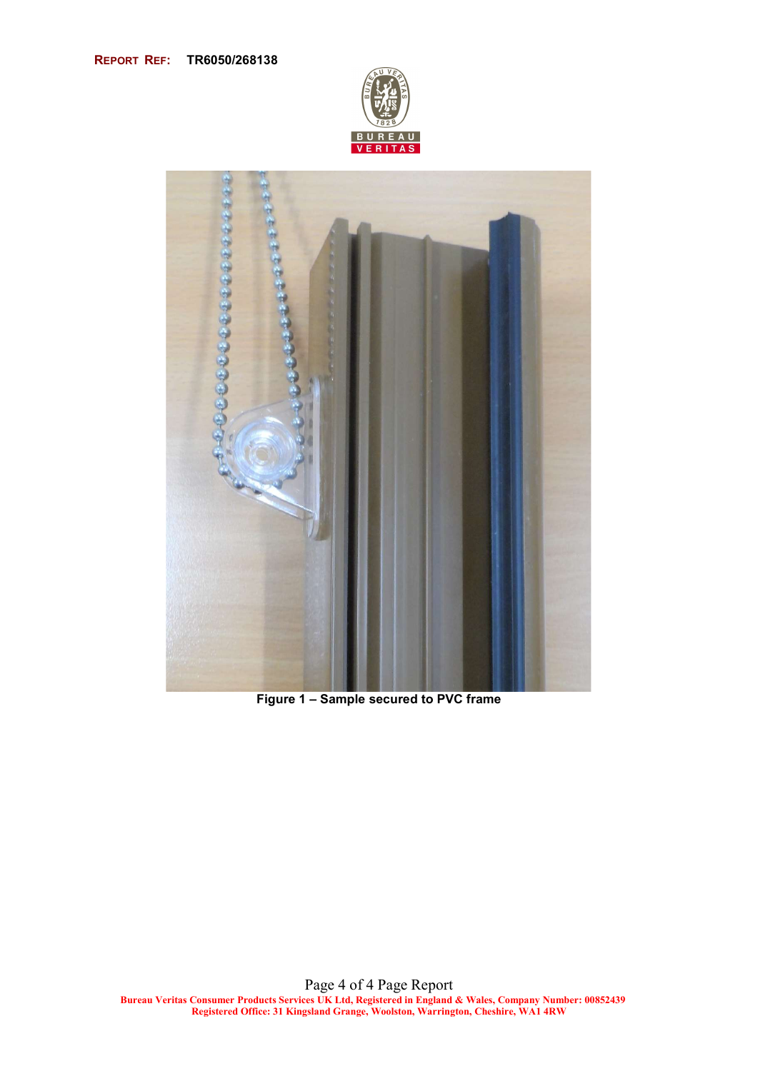Figure 1 – Sample secured to PVC frame